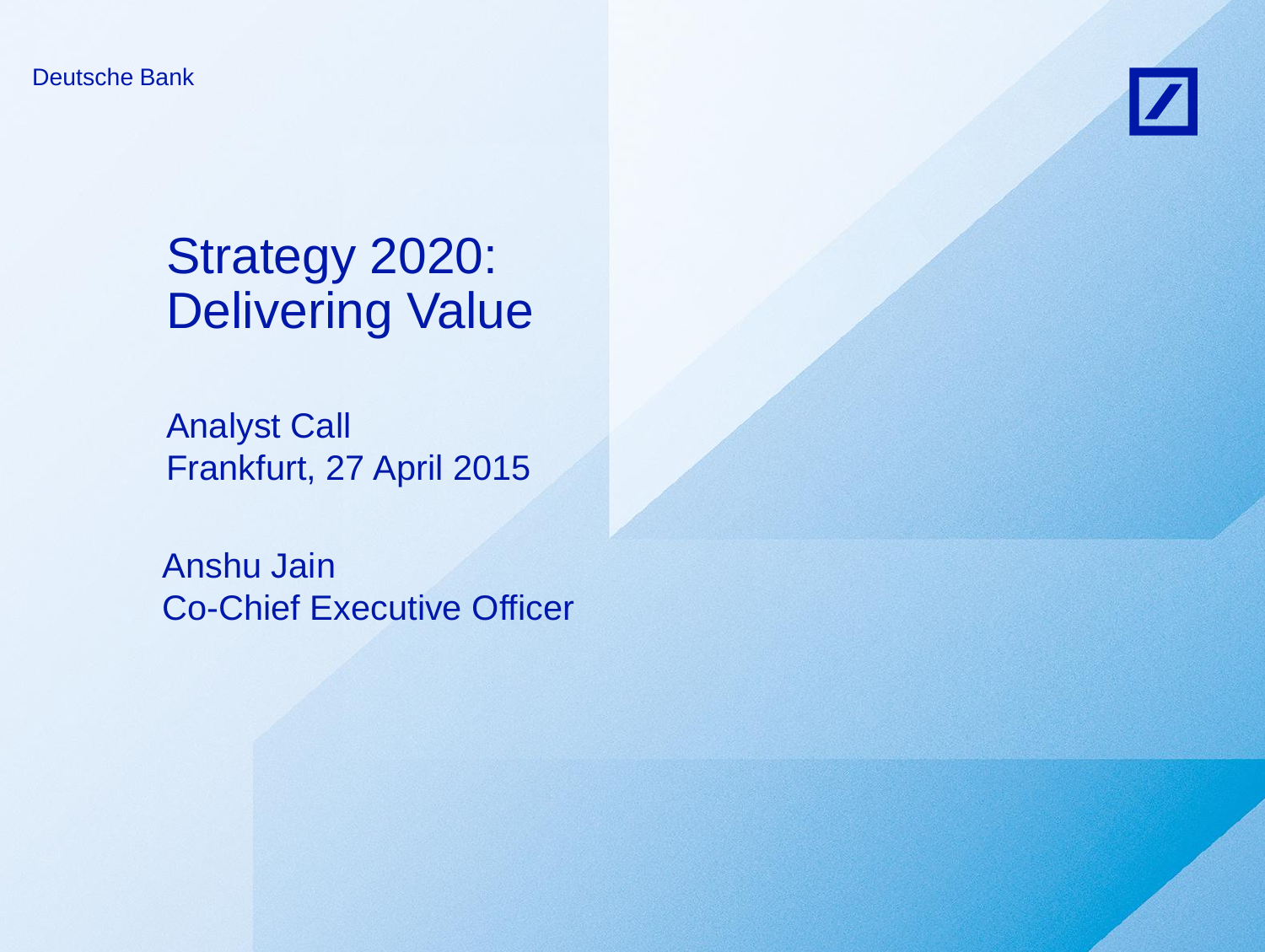Deutsche Bank

# Strategy 2020: Delivering Value

Analyst Call
Frankfurt, 27 April 2015

Anshu Jain
Co-Chief Executive Officer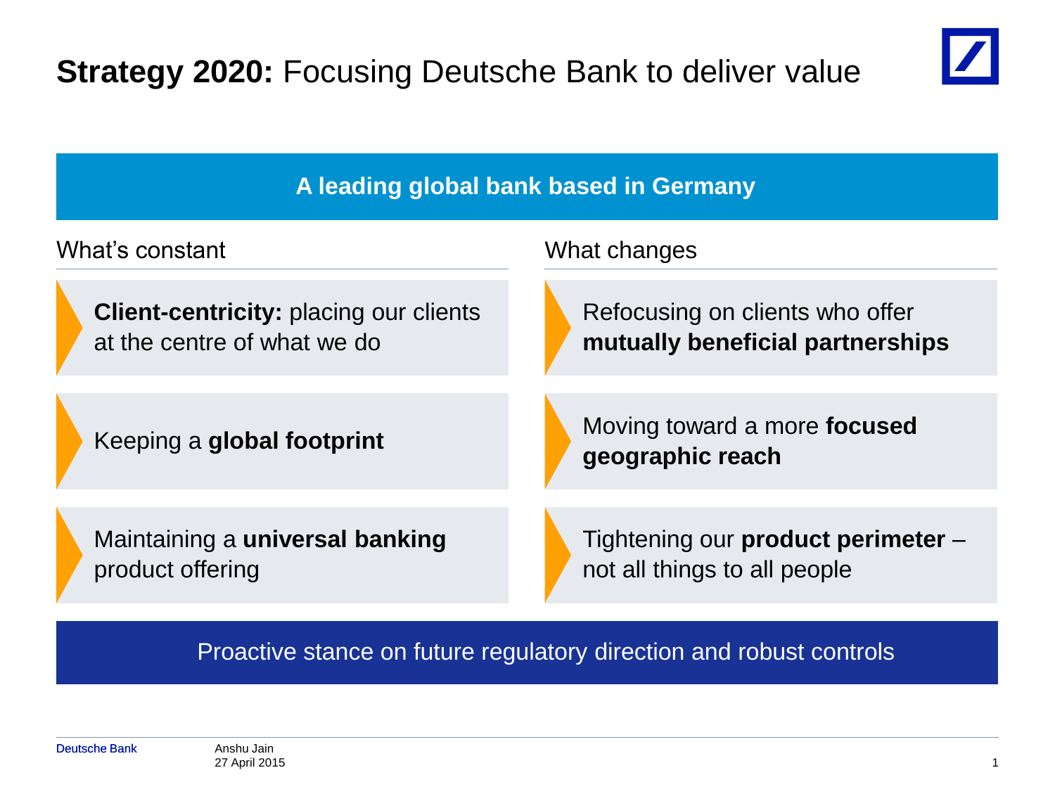# **Strategy 2020:** Focusing Deutsche Bank to deliver value

**A leading global bank based in Germany**

| What's constant | What changes |
| --- | --- |
| **Client-centricity:** placing our clients at the centre of what we do | Refocusing on clients who offer **mutually beneficial partnerships** |
| Keeping a **global footprint** | Moving toward a more **focused geographic reach** |
| Maintaining a **universal banking** product offering | Tightening our **product perimeter** – not all things to all people |

Proactive stance on future regulatory direction and robust controls

Anshu Jain
27 April 2015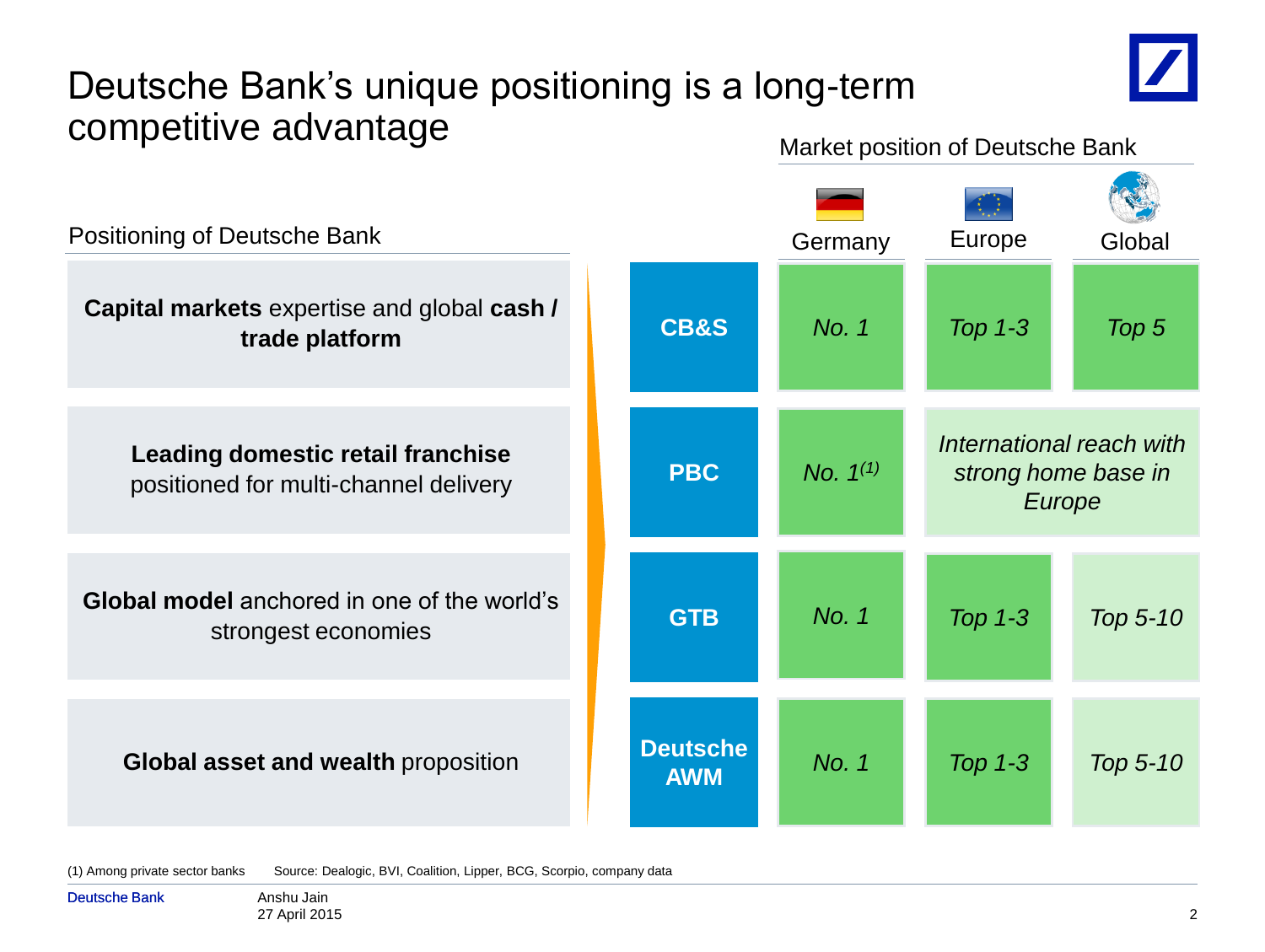# Deutsche Bank's unique positioning is a long-term competitive advantage

| Positioning of Deutsche Bank | | Market position of Deutsche Bank | | |
|---|---|---|---|---|
| | | Germany | Europe | Global |
| **Capital markets** expertise and global **cash / trade platform** | **CB&S** | *No. 1* | *Top 1-3* | *Top 5* |
| **Leading domestic retail franchise** positioned for multi-channel delivery | **PBC** | *No. 1*[(1)] | *International reach with strong home base in Europe* | |
| **Global model** anchored in one of the world's strongest economies | **GTB** | *No. 1* | *Top 1-3* | *Top 5-10* |
| **Global asset and wealth** proposition | **Deutsche AWM** | *No. 1* | *Top 1-3* | *Top 5-10* |

(1) Among private sector banks

Source: Dealogic, BVI, Coalition, Lipper, BCG, Scorpio, company data

Anshu Jain
27 April 2015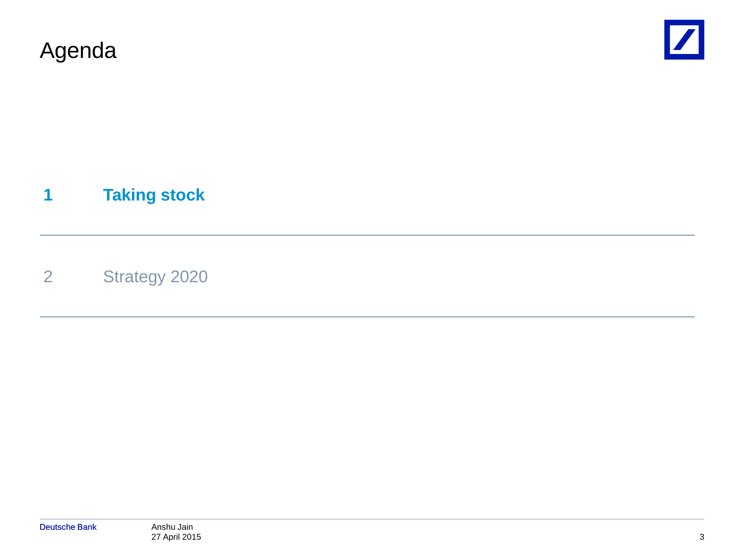# Agenda

**1 Taking stock**

---

2 Strategy 2020

---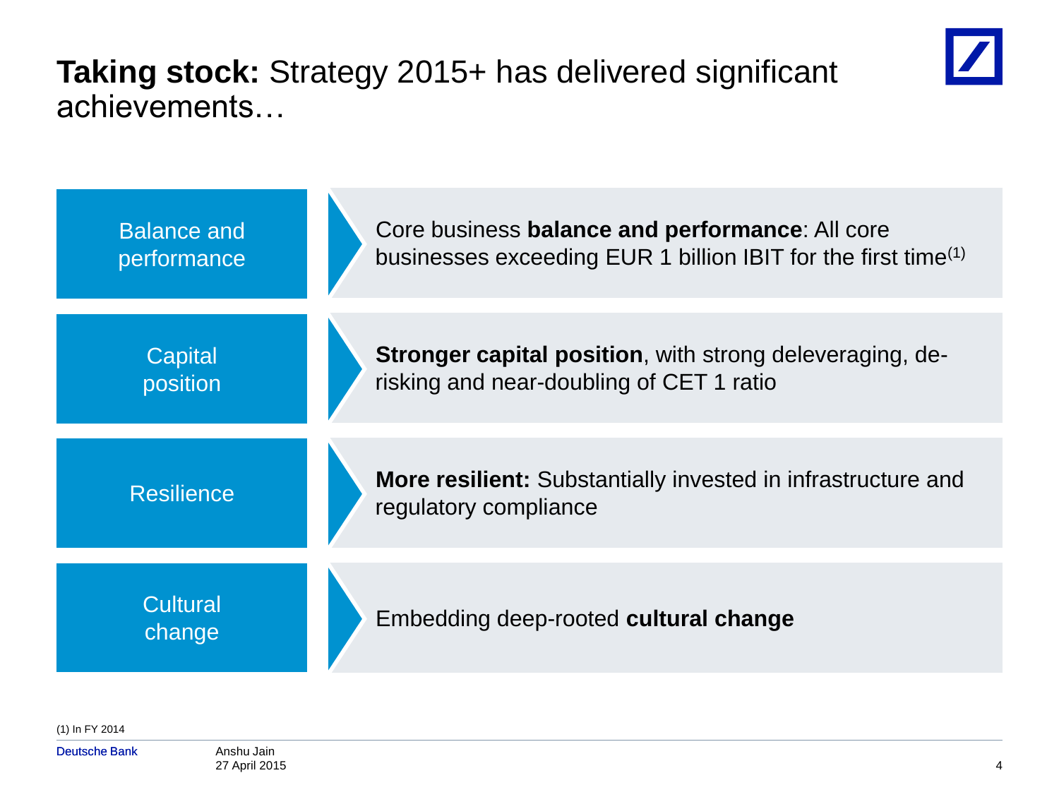# **Taking stock:** Strategy 2015+ has delivered significant achievements…

| | |
|---|---|
| Balance and performance | Core business **balance and performance**: All core businesses exceeding EUR 1 billion IBIT for the first time[1] |
| Capital position | **Stronger capital position**, with strong deleveraging, de-risking and near-doubling of CET 1 ratio |
| Resilience | **More resilient:** Substantially invested in infrastructure and regulatory compliance |
| Cultural change | Embedding deep-rooted **cultural change** |

(1) In FY 2014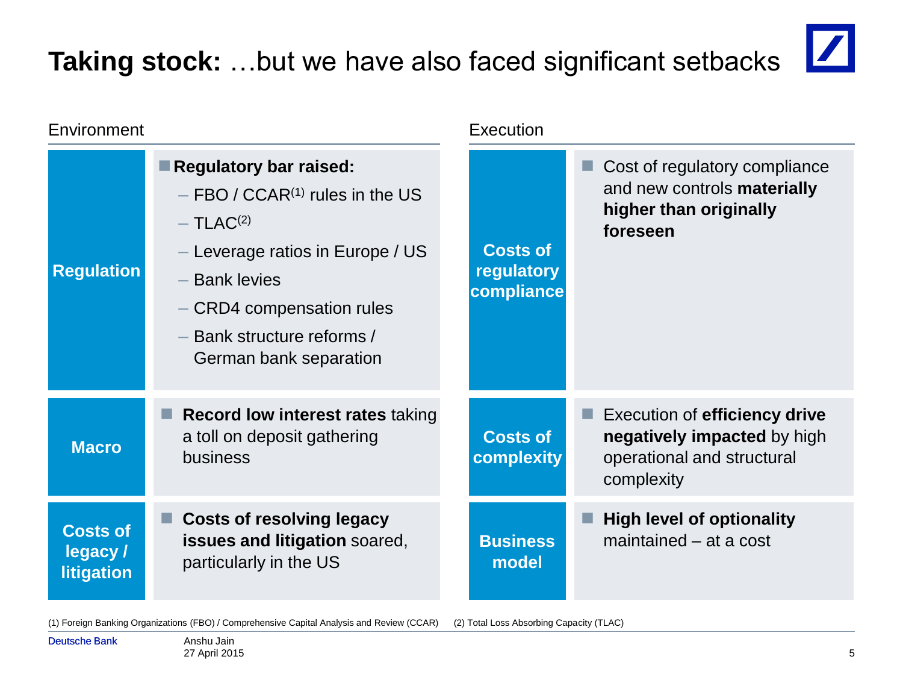# **Taking stock:** …but we have also faced significant setbacks

## Environment

| | |
|---|---|
| **Regulation** | **Regulatory bar raised:**<br>– FBO / CCAR[1] rules in the US<br>– TLAC[2]<br>– Leverage ratios in Europe / US<br>– Bank levies<br>– CRD4 compensation rules<br>– Bank structure reforms / German bank separation |
| **Macro** | **Record low interest rates** taking a toll on deposit gathering business |
| **Costs of legacy / litigation** | **Costs of resolving legacy issues and litigation** soared, particularly in the US |

## Execution

| | |
|---|---|
| **Costs of regulatory compliance** | Cost of regulatory compliance and new controls **materially higher than originally foreseen** |
| **Costs of complexity** | Execution of **efficiency drive negatively impacted** by high operational and structural complexity |
| **Business model** | **High level of optionality** maintained – at a cost |

(1) Foreign Banking Organizations (FBO) / Comprehensive Capital Analysis and Review (CCAR) (2) Total Loss Absorbing Capacity (TLAC)

Anshu Jain
27 April 2015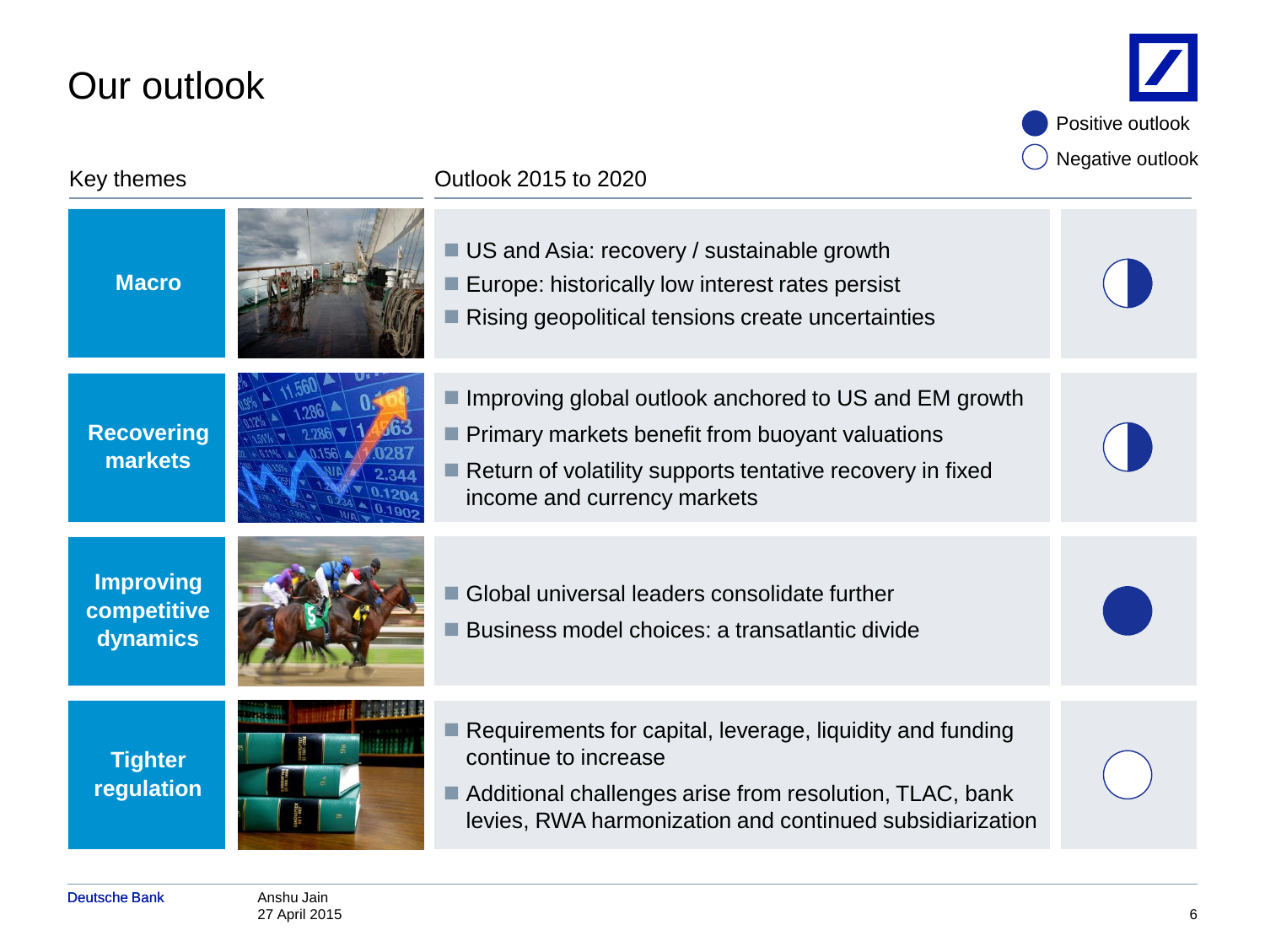# Our outlook

Positive outlook ● / Negative outlook ○

| Key themes | Outlook 2015 to 2020 | |
|---|---|---|
| **Macro** | ■ US and Asia: recovery / sustainable growth<br>■ Europe: historically low interest rates persist<br>■ Rising geopolitical tensions create uncertainties | ◐ |
| **Recovering markets** | ■ Improving global outlook anchored to US and EM growth<br>■ Primary markets benefit from buoyant valuations<br>■ Return of volatility supports tentative recovery in fixed income and currency markets | ◐ |
| **Improving competitive dynamics** | ■ Global universal leaders consolidate further<br>■ Business model choices: a transatlantic divide | ● |
| **Tighter regulation** | ■ Requirements for capital, leverage, liquidity and funding continue to increase<br>■ Additional challenges arise from resolution, TLAC, bank levies, RWA harmonization and continued subsidiarization | ○ |

Anshu Jain
27 April 2015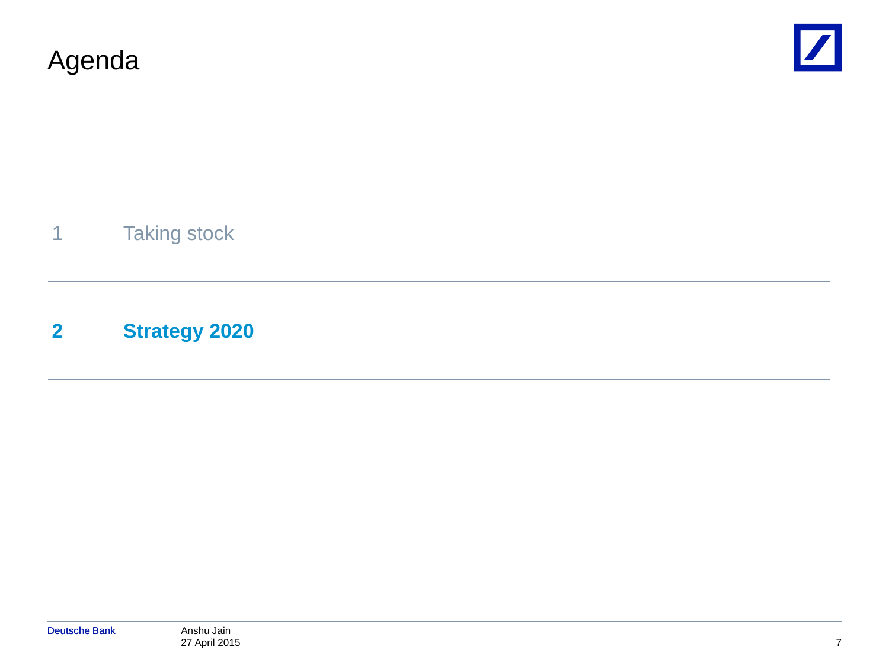# Agenda

1 Taking stock

**2 Strategy 2020**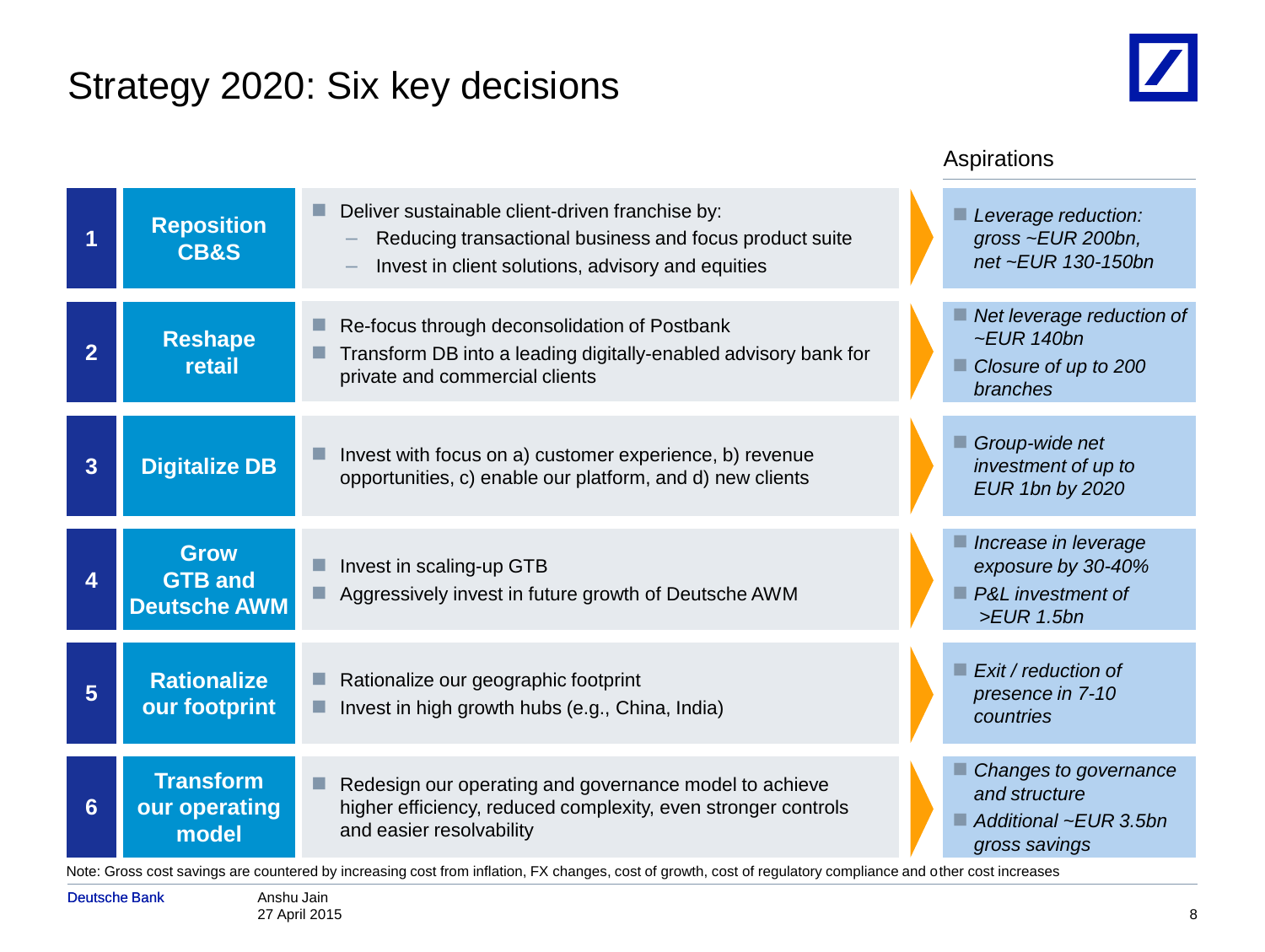# Strategy 2020: Six key decisions

| # | Decision | Actions | Aspirations |
|---|---|---|---|
| 1 | **Reposition CB&S** | Deliver sustainable client-driven franchise by: <br> – Reducing transactional business and focus product suite <br> – Invest in client solutions, advisory and equities | *Leverage reduction: gross ~EUR 200bn, net ~EUR 130-150bn* |
| 2 | **Reshape retail** | Re-focus through deconsolidation of Postbank <br> Transform DB into a leading digitally-enabled advisory bank for private and commercial clients | *Net leverage reduction of ~EUR 140bn* <br> *Closure of up to 200 branches* |
| 3 | **Digitalize DB** | Invest with focus on a) customer experience, b) revenue opportunities, c) enable our platform, and d) new clients | *Group-wide net investment of up to EUR 1bn by 2020* |
| 4 | **Grow GTB and Deutsche AWM** | Invest in scaling-up GTB <br> Aggressively invest in future growth of Deutsche AWM | *Increase in leverage exposure by 30-40%* <br> *P&L investment of >EUR 1.5bn* |
| 5 | **Rationalize our footprint** | Rationalize our geographic footprint <br> Invest in high growth hubs (e.g., China, India) | *Exit / reduction of presence in 7-10 countries* |
| 6 | **Transform our operating model** | Redesign our operating and governance model to achieve higher efficiency, reduced complexity, even stronger controls and easier resolvability | *Changes to governance and structure* <br> *Additional ~EUR 3.5bn gross savings* |

Note: Gross cost savings are countered by increasing cost from inflation, FX changes, cost of growth, cost of regulatory compliance and other cost increases

Anshu Jain
27 April 2015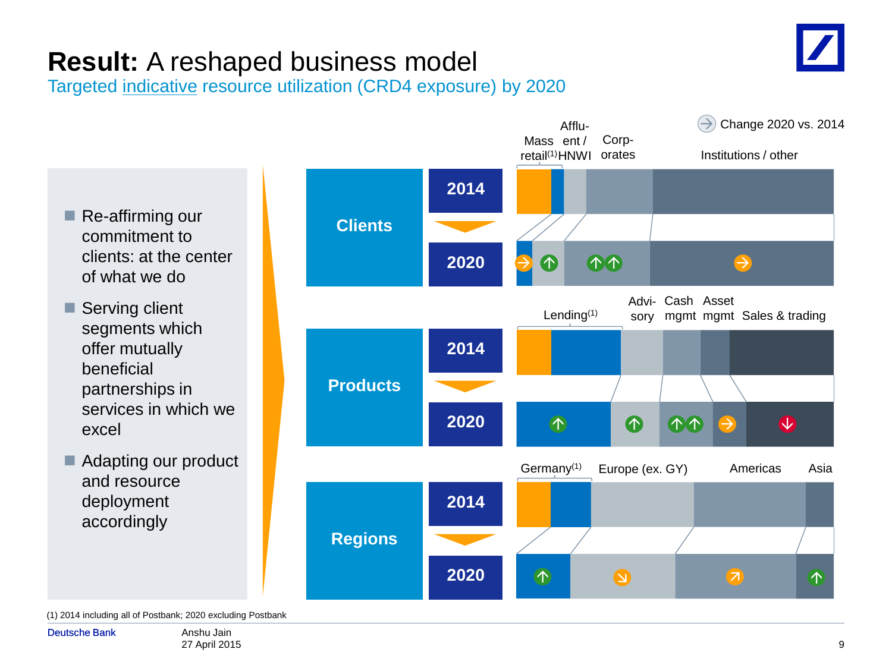# Result: A reshaped business model

## Targeted indicative resource utilization (CRD4 exposure) by 2020

- Re-affirming our commitment to clients: at the center of what we do
- Serving client segments which offer mutually beneficial partnerships in services in which we excel
- Adapting our product and resource deployment accordingly

Change 2020 vs. 2014

**Clients** (2014 → 2020)

| Segment | Change 2020 vs. 2014 |
|---|---|
| Mass retail[1] | → |
| Affluent / HNWI | ↑ |
| Corporates | ↑↑ |
| Institutions / other | → |

**Products** (2014 → 2020)

| Segment | Change 2020 vs. 2014 |
|---|---|
| Lending[1] | ↑ |
| Advisory | ↑ |
| Cash mgmt | ↑↑ |
| Asset mgmt | → |
| Sales & trading | ↓ |

**Regions** (2014 → 2020)

| Segment | Change 2020 vs. 2014 |
|---|---|
| Germany[1] | ↑ |
| Europe (ex. GY) | ↘ |
| Americas | ↗ |
| Asia | ↑ |

(1) 2014 including all of Postbank; 2020 excluding Postbank

Deutsche Bank

Anshu Jain
27 April 2015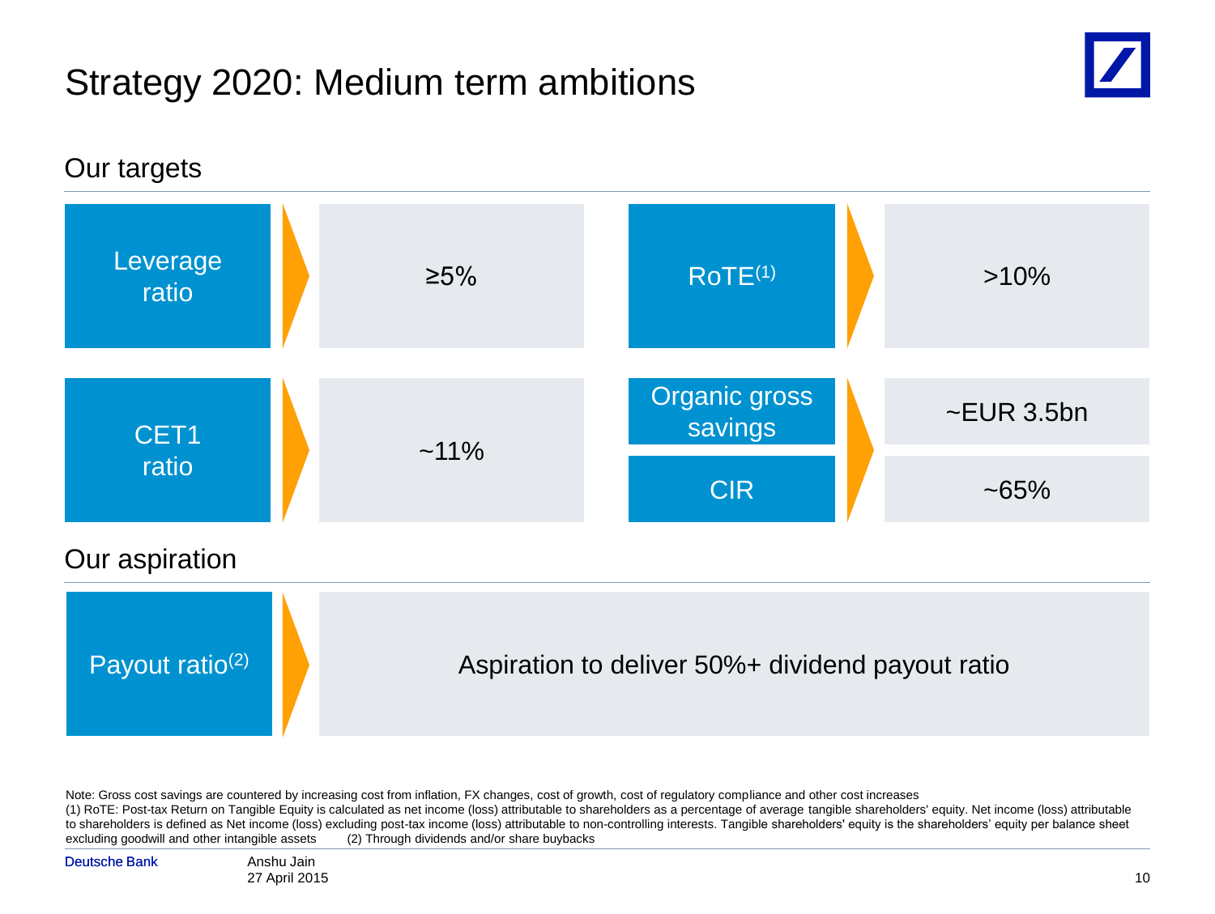# Strategy 2020: Medium term ambitions

## Our targets

| Target | Value |
|---|---|
| Leverage ratio | ≥5% |
| CET1 ratio | ~11% |
| RoTE[1] | >10% |
| Organic gross savings | ~EUR 3.5bn |
| CIR | ~65% |

## Our aspiration

| Aspiration | Value |
|---|---|
| Payout ratio[2] | Aspiration to deliver 50%+ dividend payout ratio |

Note: Gross cost savings are countered by increasing cost from inflation, FX changes, cost of growth, cost of regulatory compliance and other cost increases

(1) RoTE: Post-tax Return on Tangible Equity is calculated as net income (loss) attributable to shareholders as a percentage of average tangible shareholders' equity. Net income (loss) attributable to shareholders is defined as Net income (loss) excluding post-tax income (loss) attributable to non-controlling interests. Tangible shareholders' equity is the shareholders' equity per balance sheet excluding goodwill and other intangible assets (2) Through dividends and/or share buybacks

Anshu Jain
27 April 2015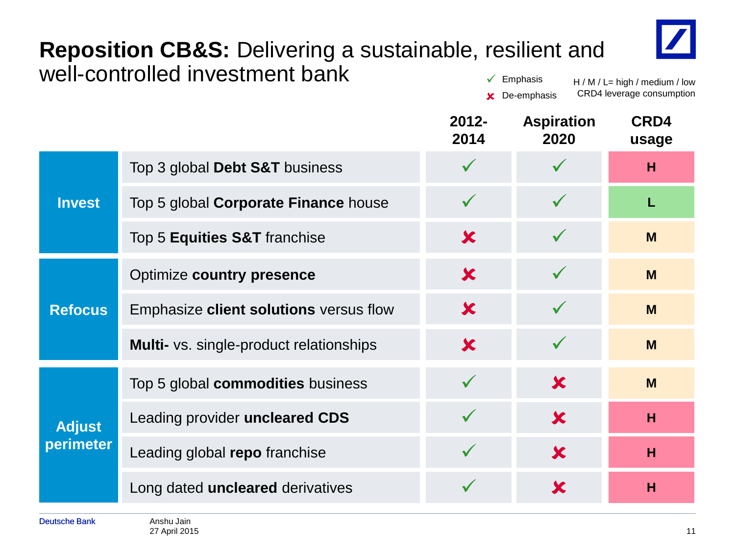# **Reposition CB&S:** Delivering a sustainable, resilient and well-controlled investment bank

✓ Emphasis
✗ De-emphasis

H / M / L= high / medium / low CRD4 leverage consumption

| | | 2012-2014 | Aspiration 2020 | CRD4 usage |
|---|---|---|---|---|
| **Invest** | Top 3 global **Debt S&T** business | ✓ | ✓ | H |
| | Top 5 global **Corporate Finance** house | ✓ | ✓ | L |
| | Top 5 **Equities S&T** franchise | ✗ | ✓ | M |
| **Refocus** | Optimize **country presence** | ✗ | ✓ | M |
| | Emphasize **client solutions** versus flow | ✗ | ✓ | M |
| | **Multi-** vs. single-product relationships | ✗ | ✓ | M |
| **Adjust perimeter** | Top 5 global **commodities** business | ✓ | ✗ | M |
| | Leading provider **uncleared CDS** | ✓ | ✗ | H |
| | Leading global **repo** franchise | ✓ | ✗ | H |
| | Long dated **uncleared** derivatives | ✓ | ✗ | H |

Anshu Jain
27 April 2015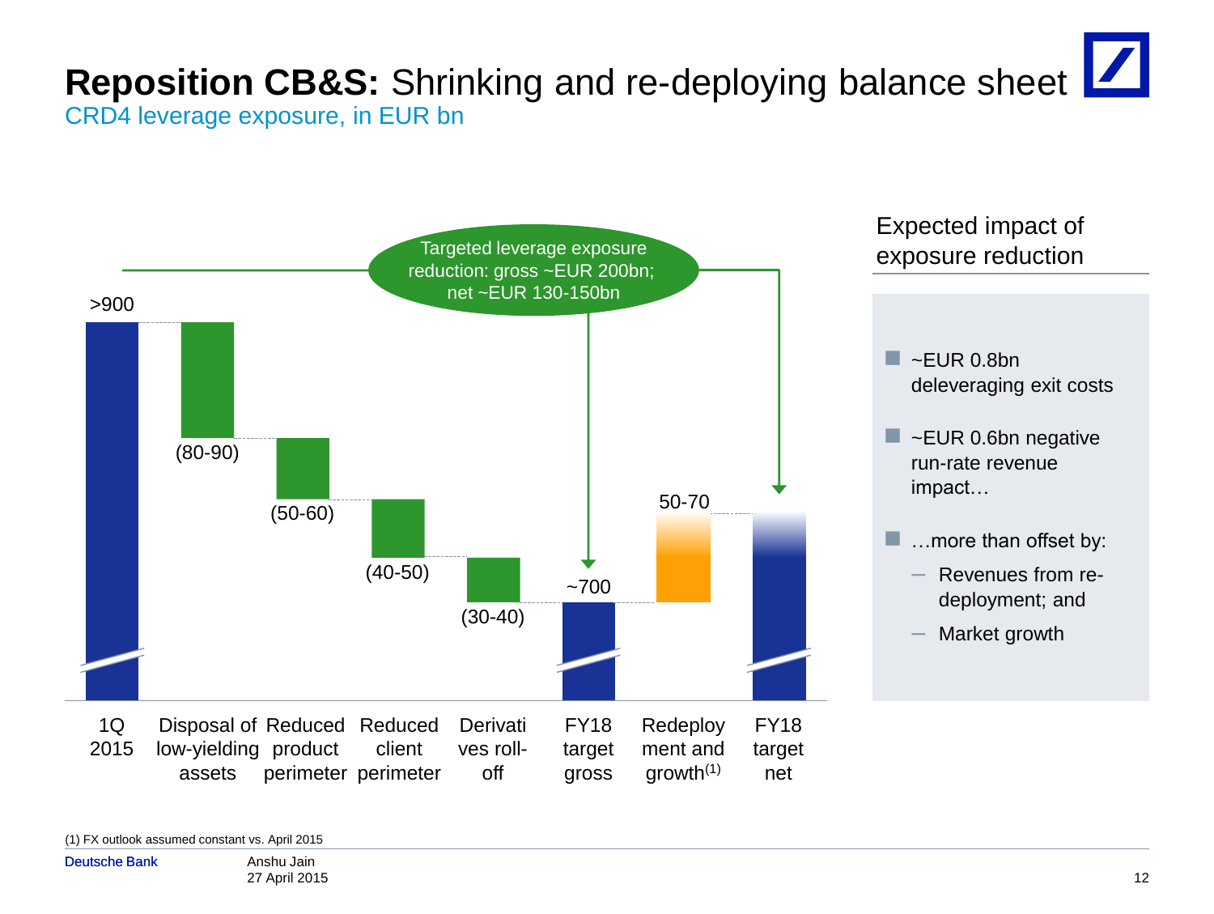# **Reposition CB&S:** Shrinking and re-deploying balance sheet

CRD4 leverage exposure, in EUR bn

Targeted leverage exposure reduction: gross ~EUR 200bn; net ~EUR 130-150bn

| 1Q 2015 | Disposal of low-yielding assets | Reduced product perimeter | Reduced client perimeter | Derivatives roll-off | FY18 target gross | Redeployment and growth[1] | FY18 target net |
|---|---|---|---|---|---|---|---|
| >900 | (80-90) | (50-60) | (40-50) | (30-40) | ~700 | 50-70 | |

## Expected impact of exposure reduction

- ~EUR 0.8bn deleveraging exit costs
- ~EUR 0.6bn negative run-rate revenue impact…
- …more than offset by:
  - Revenues from re-deployment; and
  - Market growth

(1) FX outlook assumed constant vs. April 2015

Anshu Jain
27 April 2015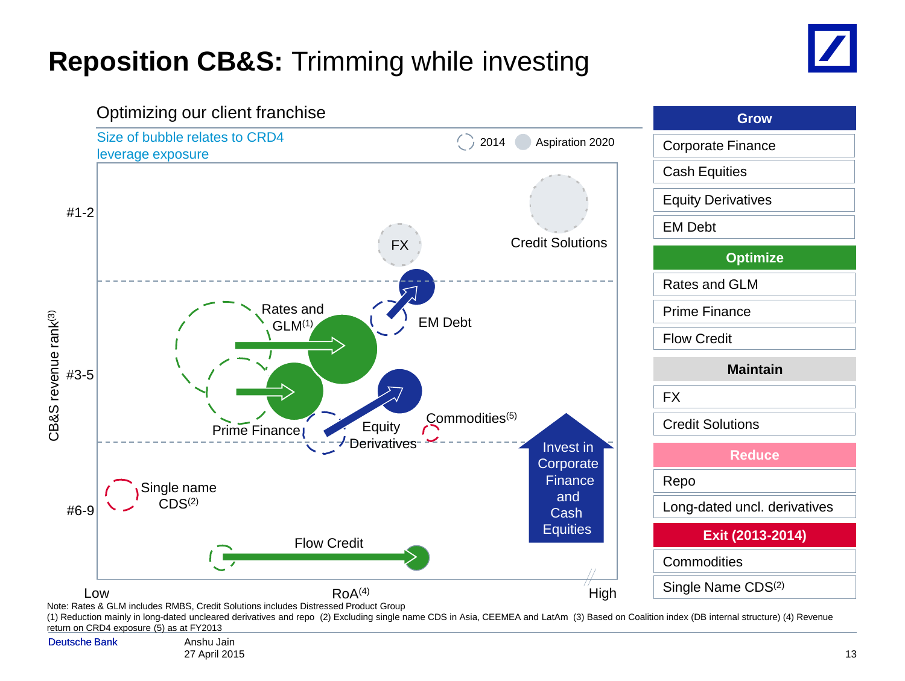# **Reposition CB&S:** Trimming while investing

## Optimizing our client franchise

Size of bubble relates to CRD4 leverage exposure

2014 | Aspiration 2020

CB&S revenue rank[3]: #1-2, #3-5, #6-9

RoA[4]: Low – High

- Credit Solutions
- FX
- EM Debt
- Rates and GLM[1]
- Prime Finance
- Equity Derivatives
- Commodities[5]
- Single name CDS[2]
- Flow Credit

Invest in Corporate Finance and Cash Equities

| Grow |
|---|
| Corporate Finance |
| Cash Equities |
| Equity Derivatives |
| EM Debt |
| **Optimize** |
| Rates and GLM |
| Prime Finance |
| Flow Credit |
| **Maintain** |
| FX |
| Credit Solutions |
| **Reduce** |
| Repo |
| Long-dated uncl. derivatives |
| **Exit (2013-2014)** |
| Commodities |
| Single Name CDS[2] |

Note: Rates & GLM includes RMBS, Credit Solutions includes Distressed Product Group

(1) Reduction mainly in long-dated uncleared derivatives and repo (2) Excluding single name CDS in Asia, CEEMEA and LatAm (3) Based on Coalition index (DB internal structure) (4) Revenue return on CRD4 exposure (5) as at FY2013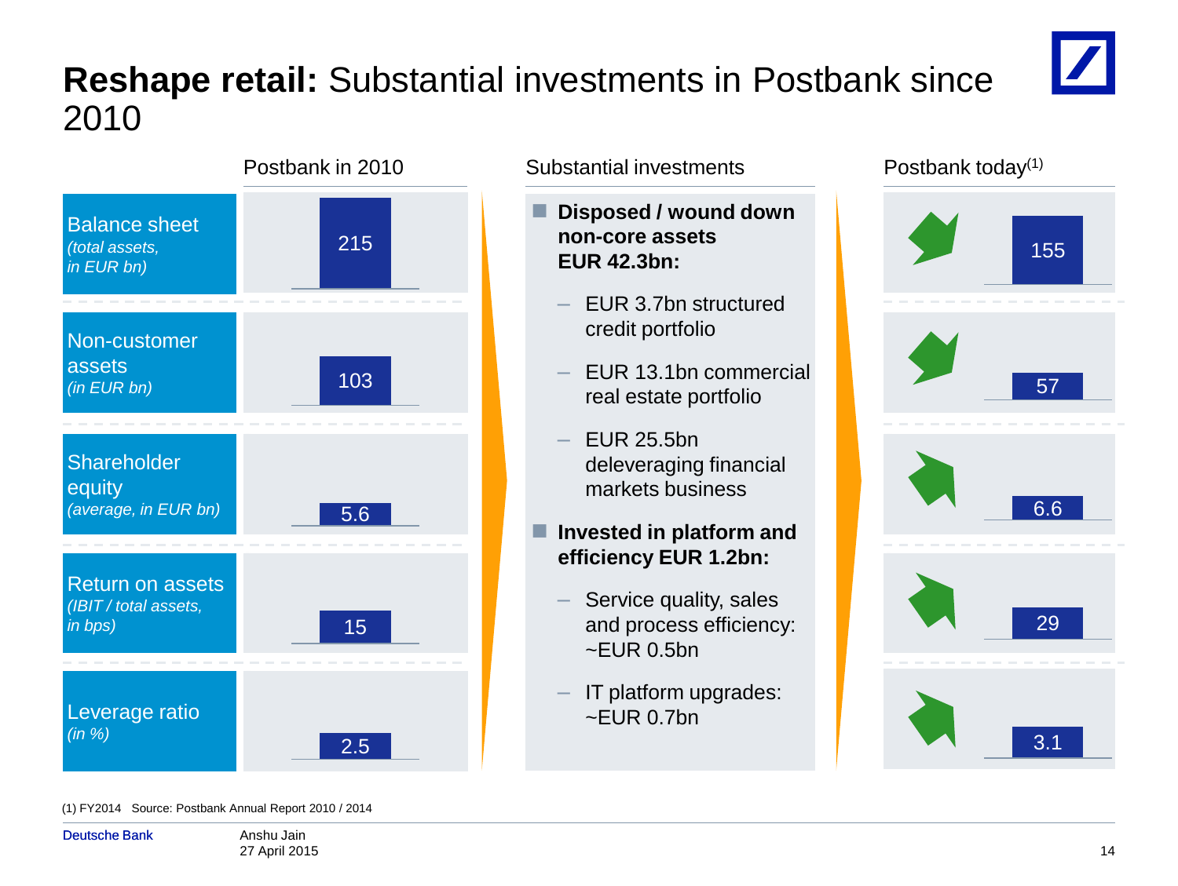# **Reshape retail:** Substantial investments in Postbank since 2010

| | Postbank in 2010 | Postbank today(1) |
|---|---|---|
| Balance sheet *(total assets, in EUR bn)* | 215 | 155 |
| Non-customer assets *(in EUR bn)* | 103 | 57 |
| Shareholder equity *(average, in EUR bn)* | 5.6 | 6.6 |
| Return on assets *(IBIT / total assets, in bps)* | 15 | 29 |
| Leverage ratio *(in %)* | 2.5 | 3.1 |

## Substantial investments

- **Disposed / wound down non-core assets EUR 42.3bn:**
  - EUR 3.7bn structured credit portfolio
  - EUR 13.1bn commercial real estate portfolio
  - EUR 25.5bn deleveraging financial markets business
- **Invested in platform and efficiency EUR 1.2bn:**
  - Service quality, sales and process efficiency: ~EUR 0.5bn
  - IT platform upgrades: ~EUR 0.7bn

(1) FY2014 Source: Postbank Annual Report 2010 / 2014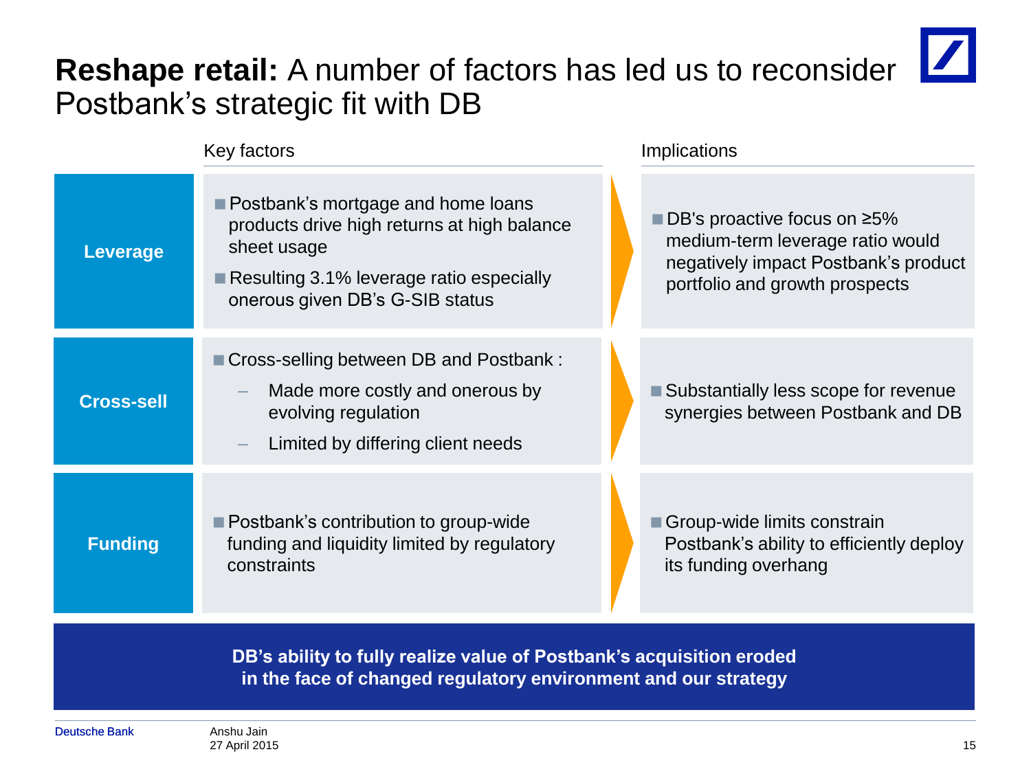# **Reshape retail:** A number of factors has led us to reconsider Postbank's strategic fit with DB

| | Key factors | Implications |
|---|---|---|
| **Leverage** | Postbank's mortgage and home loans products drive high returns at high balance sheet usage<br>Resulting 3.1% leverage ratio especially onerous given DB's G-SIB status | DB's proactive focus on ≥5% medium-term leverage ratio would negatively impact Postbank's product portfolio and growth prospects |
| **Cross-sell** | Cross-selling between DB and Postbank :<br>– Made more costly and onerous by evolving regulation<br>– Limited by differing client needs | Substantially less scope for revenue synergies between Postbank and DB |
| **Funding** | Postbank's contribution to group-wide funding and liquidity limited by regulatory constraints | Group-wide limits constrain Postbank's ability to efficiently deploy its funding overhang |

**DB's ability to fully realize value of Postbank's acquisition eroded in the face of changed regulatory environment and our strategy**

Anshu Jain
27 April 2015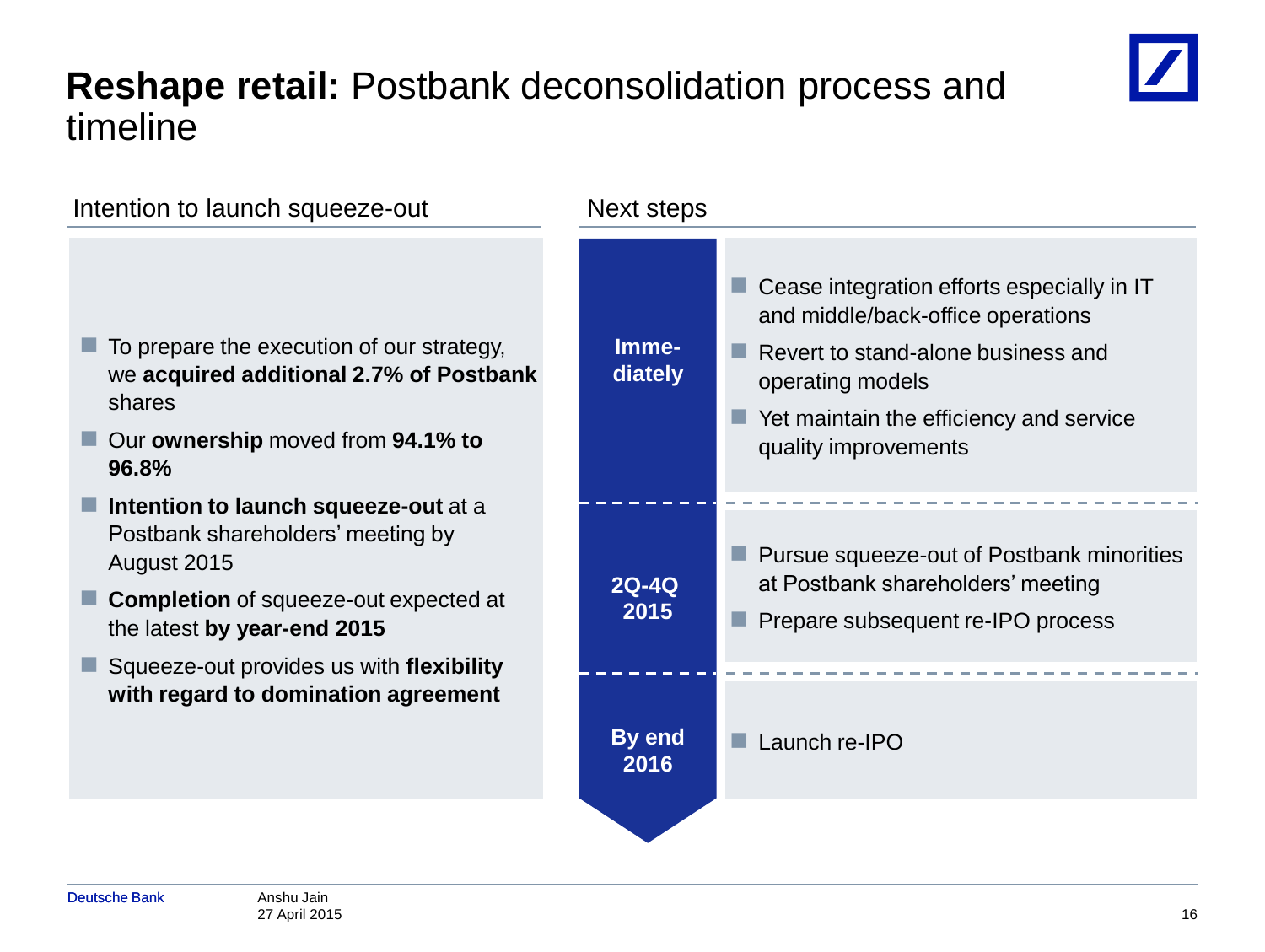# **Reshape retail:** Postbank deconsolidation process and timeline

## Intention to launch squeeze-out

- To prepare the execution of our strategy, we **acquired additional 2.7% of Postbank** shares
- Our **ownership** moved from **94.1% to 96.8%**
- **Intention to launch squeeze-out** at a Postbank shareholders' meeting by August 2015
- **Completion** of squeeze-out expected at the latest **by year-end 2015**
- Squeeze-out provides us with **flexibility with regard to domination agreement**

## Next steps

**Immediately**

- Cease integration efforts especially in IT and middle/back-office operations
- Revert to stand-alone business and operating models
- Yet maintain the efficiency and service quality improvements

**2Q-4Q 2015**

- Pursue squeeze-out of Postbank minorities at Postbank shareholders' meeting
- Prepare subsequent re-IPO process

**By end 2016**

- Launch re-IPO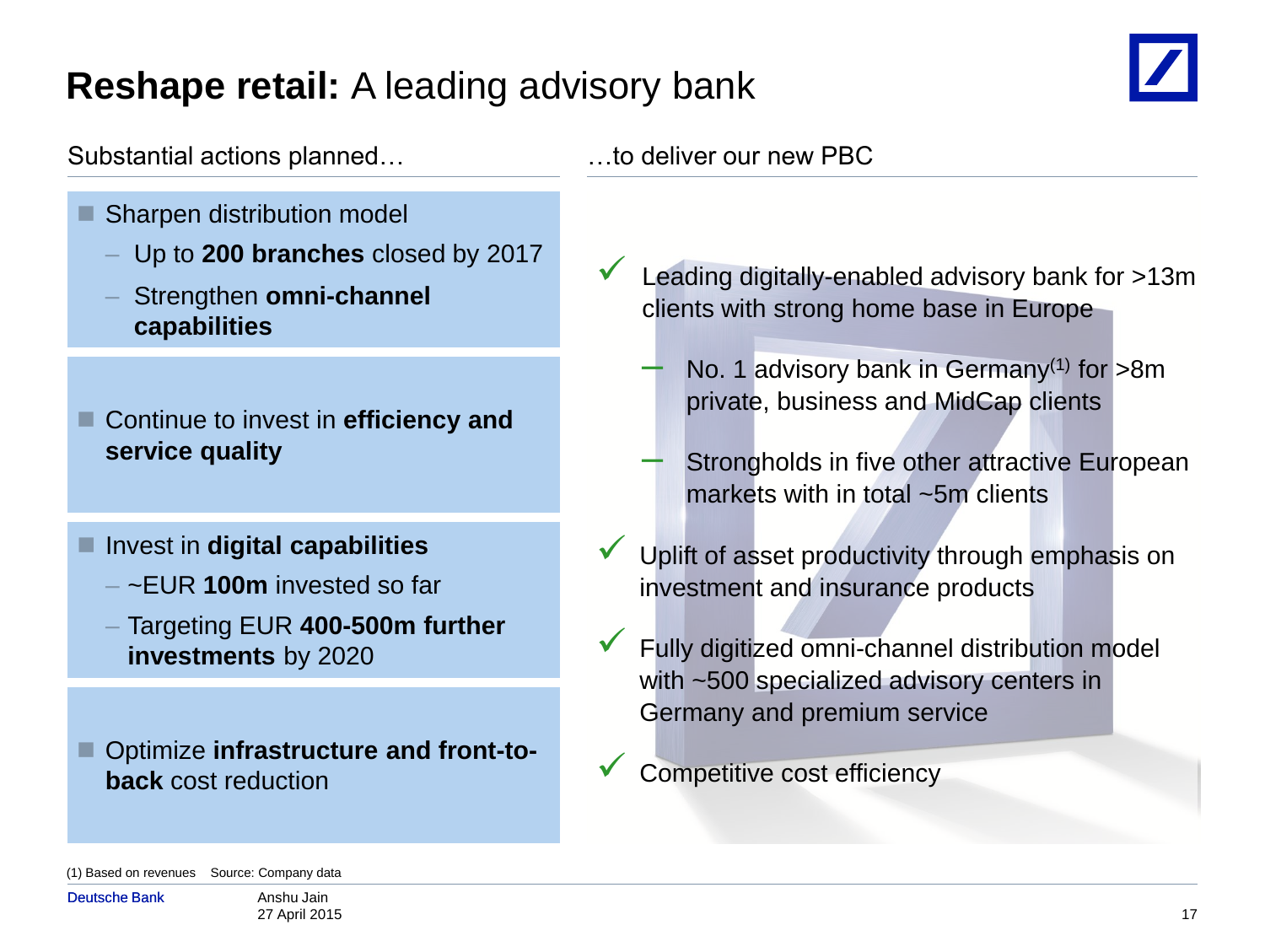# **Reshape retail:** A leading advisory bank

Substantial actions planned…

- Sharpen distribution model
  - Up to **200 branches** closed by 2017
  - Strengthen **omni-channel capabilities**

- Continue to invest in **efficiency and service quality**

- Invest in **digital capabilities**
  - ~EUR **100m** invested so far
  - Targeting EUR **400-500m further investments** by 2020

- Optimize **infrastructure and front-to-back** cost reduction

…to deliver our new PBC

- ✓ Leading digitally-enabled advisory bank for >13m clients with strong home base in Europe
  - No. 1 advisory bank in Germany[(1)] for >8m private, business and MidCap clients
  - Strongholds in five other attractive European markets with in total ~5m clients
- ✓ Uplift of asset productivity through emphasis on investment and insurance products
- ✓ Fully digitized omni-channel distribution model with ~500 specialized advisory centers in Germany and premium service
- ✓ Competitive cost efficiency

(1) Based on revenues  Source: Company data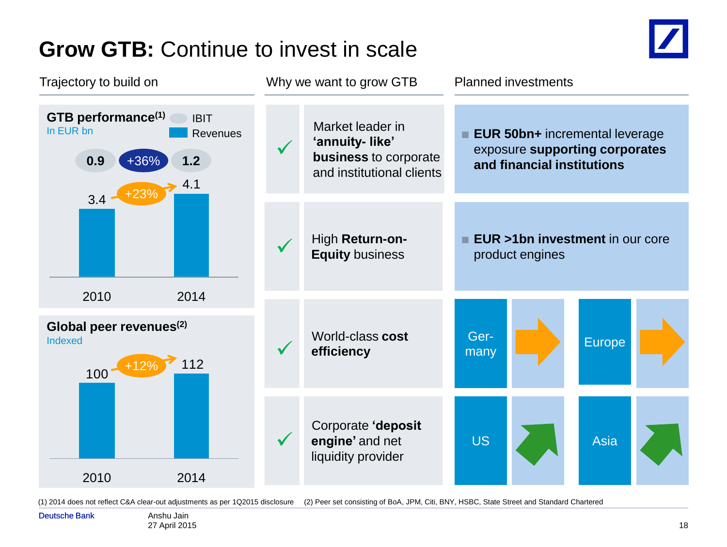# **Grow GTB:** Continue to invest in scale

## Trajectory to build on

**GTB performance**[1]
In EUR bn

| | 2010 | 2014 | Change |
|---|---|---|---|
| IBIT | 0.9 | 1.2 | +36% |
| Revenues | 3.4 | 4.1 | +23% |

**Global peer revenues**[2]
Indexed

| | 2010 | 2014 | Change |
|---|---|---|---|
| Revenues | 100 | 112 | +12% |

## Why we want to grow GTB

- ✓ Market leader in **'annuity- like' business** to corporate and institutional clients
- ✓ High **Return-on-Equity** business
- ✓ World-class **cost efficiency**
- ✓ Corporate **'deposit engine'** and net liquidity provider

## Planned investments

- **EUR 50bn+** incremental leverage exposure **supporting corporates and financial institutions**
- **EUR >1bn investment** in our core product engines

Germany, Europe, US, Asia

(1) 2014 does not reflect C&A clear-out adjustments as per 1Q2015 disclosure (2) Peer set consisting of BoA, JPM, Citi, BNY, HSBC, State Street and Standard Chartered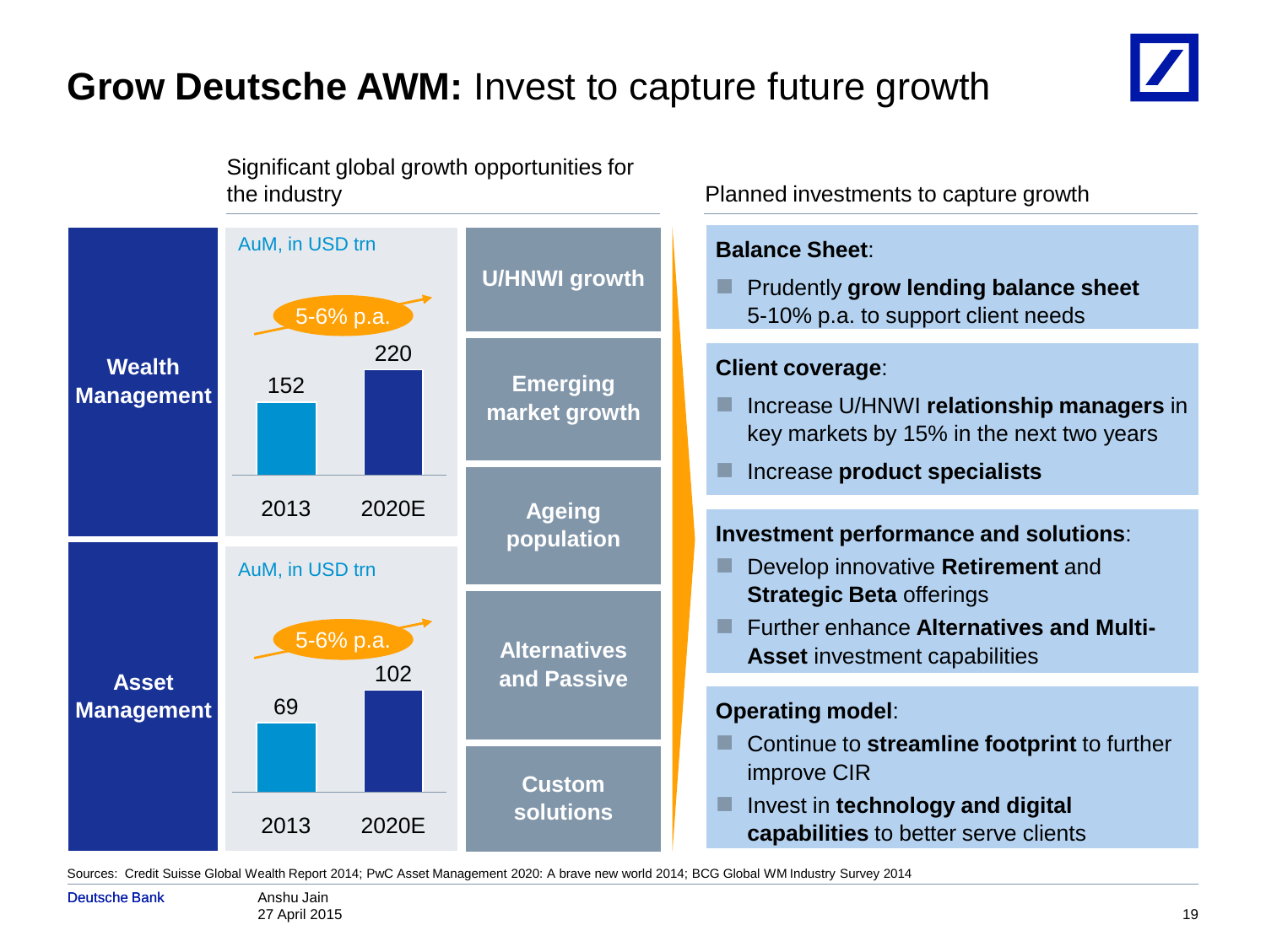# **Grow Deutsche AWM:** Invest to capture future growth

## Significant global growth opportunities for the industry

**Wealth Management**

AuM, in USD trn

| | 2013 | 2020E |
|---|---|---|
| AuM | 152 | 220 |

5-6% p.a.

**Asset Management**

AuM, in USD trn

| | 2013 | 2020E |
|---|---|---|
| AuM | 69 | 102 |

5-6% p.a.

- **U/HNWI growth**
- **Emerging market growth**
- **Ageing population**
- **Alternatives and Passive**
- **Custom solutions**

## Planned investments to capture growth

**Balance Sheet**:

- Prudently **grow lending balance sheet** 5-10% p.a. to support client needs

**Client coverage**:

- Increase U/HNWI **relationship managers** in key markets by 15% in the next two years
- Increase **product specialists**

**Investment performance and solutions**:

- Develop innovative **Retirement** and **Strategic Beta** offerings
- Further enhance **Alternatives and Multi-Asset** investment capabilities

**Operating model**:

- Continue to **streamline footprint** to further improve CIR
- Invest in **technology and digital capabilities** to better serve clients

Sources: Credit Suisse Global Wealth Report 2014; PwC Asset Management 2020: A brave new world 2014; BCG Global WM Industry Survey 2014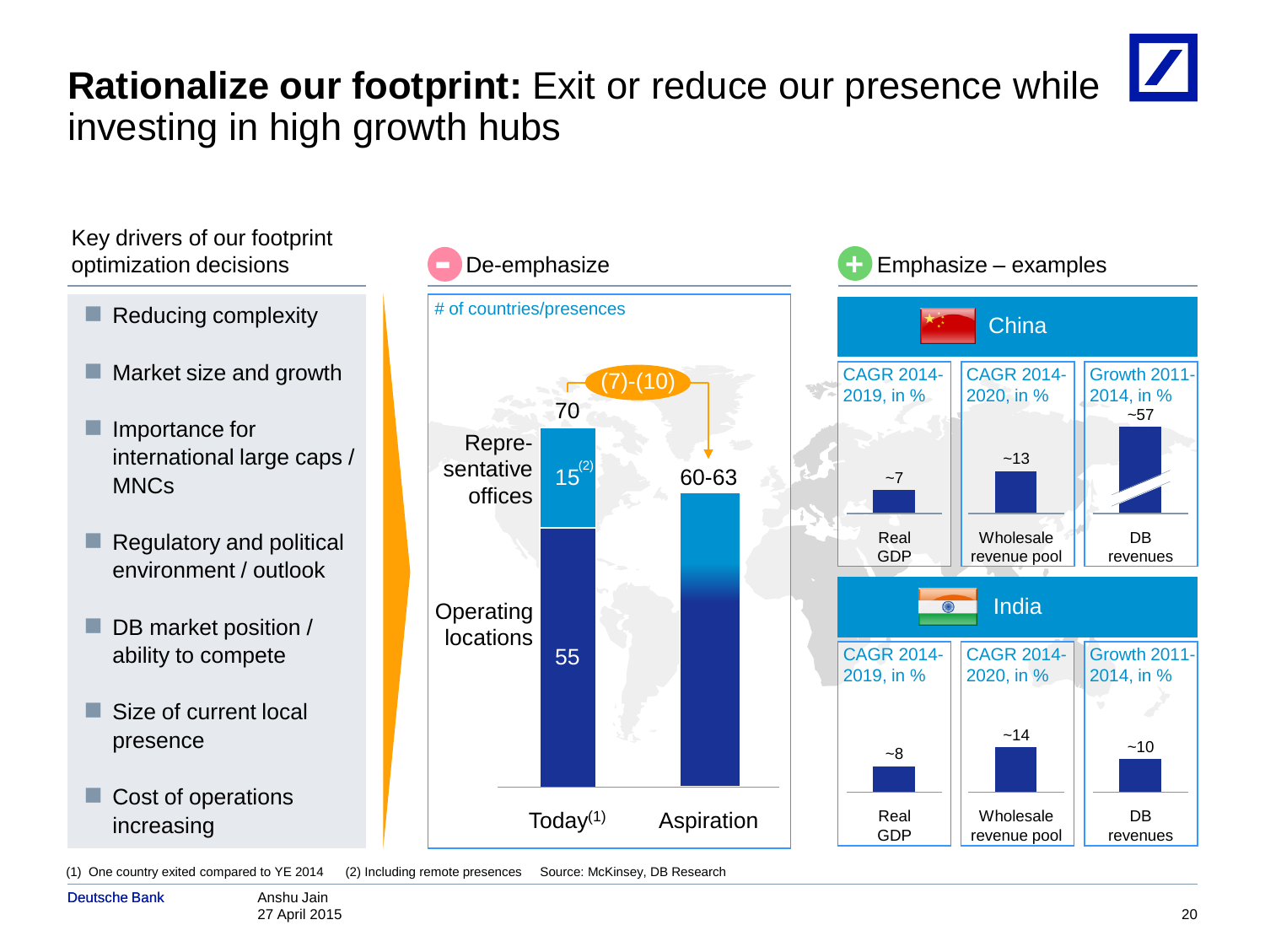# **Rationalize our footprint:** Exit or reduce our presence while investing in high growth hubs

## Key drivers of our footprint optimization decisions

- Reducing complexity
- Market size and growth
- Importance for international large caps / MNCs
- Regulatory and political environment / outlook
- DB market position / ability to compete
- Size of current local presence
- Cost of operations increasing

## De-emphasize

\# of countries/presences

| | Today[1] | Aspiration |
|---|---|---|
| Representative offices | 15[2] | |
| Operating locations | 55 | |
| Total | 70 | 60-63 |

Change: (7)-(10)

## Emphasize – examples

### China

| CAGR 2014-2019, in % | CAGR 2014-2020, in % | Growth 2011-2014, in % |
|---|---|---|
| Real GDP: ~7 | Wholesale revenue pool: ~13 | DB revenues: ~57 |

### India

| CAGR 2014-2019, in % | CAGR 2014-2020, in % | Growth 2011-2014, in % |
|---|---|---|
| Real GDP: ~8 | Wholesale revenue pool: ~14 | DB revenues: ~10 |

(1) One country exited compared to YE 2014 (2) Including remote presences Source: McKinsey, DB Research

Deutsche Bank Anshu Jain 27 April 2015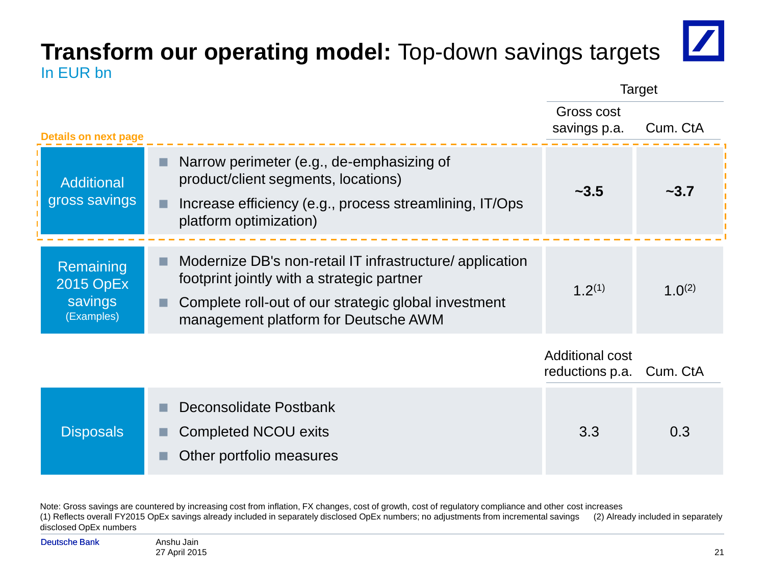# **Transform our operating model:** Top-down savings targets

In EUR bn

Details on next page

| | | Target | |
|---|---|---|---|
| | | Gross cost savings p.a. | Cum. CtA |
| Additional gross savings | ■ Narrow perimeter (e.g., de-emphasizing of product/client segments, locations)<br>■ Increase efficiency (e.g., process streamlining, IT/Ops platform optimization) | **~3.5** | **~3.7** |
| Remaining 2015 OpEx savings (Examples) | ■ Modernize DB's non-retail IT infrastructure/ application footprint jointly with a strategic partner<br>■ Complete roll-out of our strategic global investment management platform for Deutsche AWM | 1.2[(1)] | 1.0[(2)] |
| | | Additional cost reductions p.a. | Cum. CtA |
| Disposals | ■ Deconsolidate Postbank<br>■ Completed NCOU exits<br>■ Other portfolio measures | 3.3 | 0.3 |

Note: Gross savings are countered by increasing cost from inflation, FX changes, cost of growth, cost of regulatory compliance and other cost increases
(1) Reflects overall FY2015 OpEx savings already included in separately disclosed OpEx numbers; no adjustments from incremental savings (2) Already included in separately disclosed OpEx numbers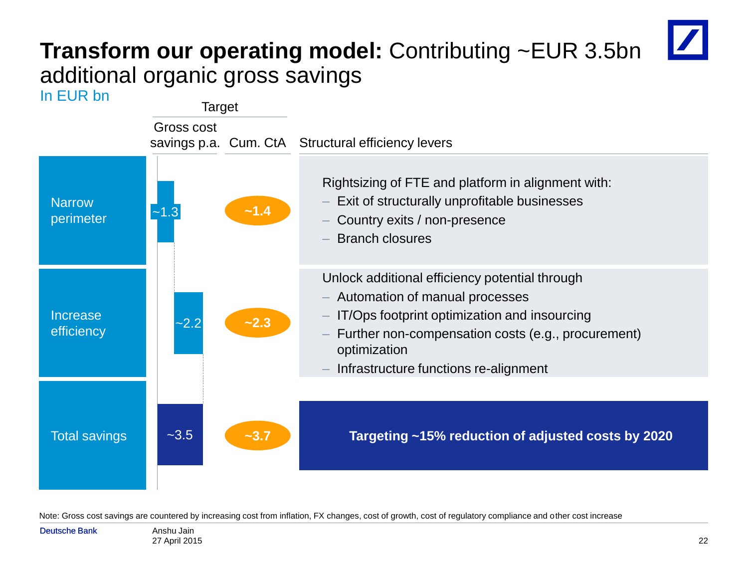# **Transform our operating model:** Contributing ~EUR 3.5bn additional organic gross savings

In EUR bn

| | Target | | Structural efficiency levers |
|---|---|---|---|
| | Gross cost savings p.a. | Cum. CtA | |
| Narrow perimeter | ~1.3 | ~1.4 | Rightsizing of FTE and platform in alignment with:<br>– Exit of structurally unprofitable businesses<br>– Country exits / non-presence<br>– Branch closures |
| Increase efficiency | ~2.2 | ~2.3 | Unlock additional efficiency potential through<br>– Automation of manual processes<br>– IT/Ops footprint optimization and insourcing<br>– Further non-compensation costs (e.g., procurement) optimization<br>– Infrastructure functions re-alignment |
| Total savings | ~3.5 | ~3.7 | **Targeting ~15% reduction of adjusted costs by 2020** |

Note: Gross cost savings are countered by increasing cost from inflation, FX changes, cost of growth, cost of regulatory compliance and other cost increase

Anshu Jain
27 April 2015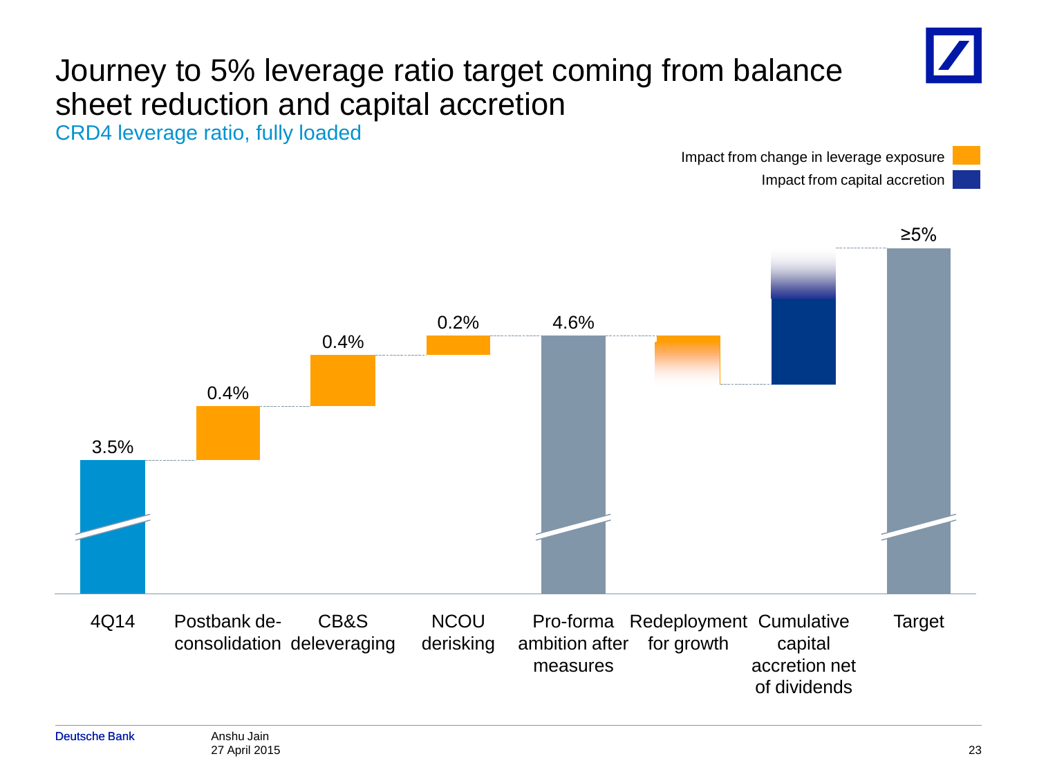# Journey to 5% leverage ratio target coming from balance sheet reduction and capital accretion

CRD4 leverage ratio, fully loaded

Impact from change in leverage exposure

Impact from capital accretion

| Step | Value |
|---|---|
| 4Q14 | 3.5% |
| Postbank de-consolidation | 0.4% |
| CB&S deleveraging | 0.4% |
| NCOU derisking | 0.2% |
| Pro-forma ambition after measures | 4.6% |
| Redeployment for growth | |
| Cumulative capital accretion net of dividends | |
| Target | ≥5% |

Deutsche Bank

Anshu Jain
27 April 2015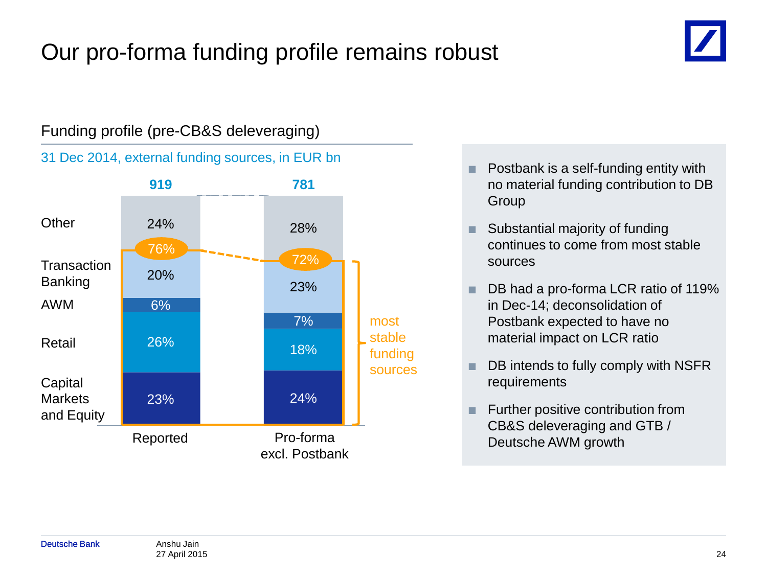# Our pro-forma funding profile remains robust

## Funding profile (pre-CB&S deleveraging)

31 Dec 2014, external funding sources, in EUR bn

| | Reported | Pro-forma excl. Postbank |
|---|---|---|
| Total | 919 | 781 |
| Other | 24% | 28% |
| Transaction Banking | 20% | 23% |
| AWM | 6% | 7% |
| Retail | 26% | 18% |
| Capital Markets and Equity | 23% | 24% |
| most stable funding sources | 76% | 72% |

- Postbank is a self-funding entity with no material funding contribution to DB Group
- Substantial majority of funding continues to come from most stable sources
- DB had a pro-forma LCR ratio of 119% in Dec-14; deconsolidation of Postbank expected to have no material impact on LCR ratio
- DB intends to fully comply with NSFR requirements
- Further positive contribution from CB&S deleveraging and GTB / Deutsche AWM growth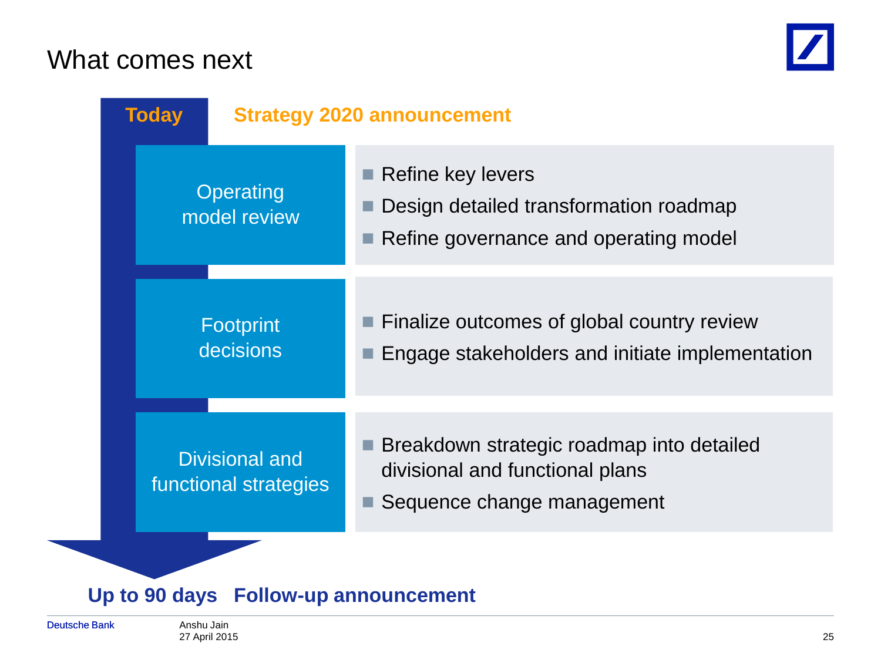# What comes next

**Today** **Strategy 2020 announcement**

**Operating model review**

- Refine key levers
- Design detailed transformation roadmap
- Refine governance and operating model

**Footprint decisions**

- Finalize outcomes of global country review
- Engage stakeholders and initiate implementation

**Divisional and functional strategies**

- Breakdown strategic roadmap into detailed divisional and functional plans
- Sequence change management

**Up to 90 days** **Follow-up announcement**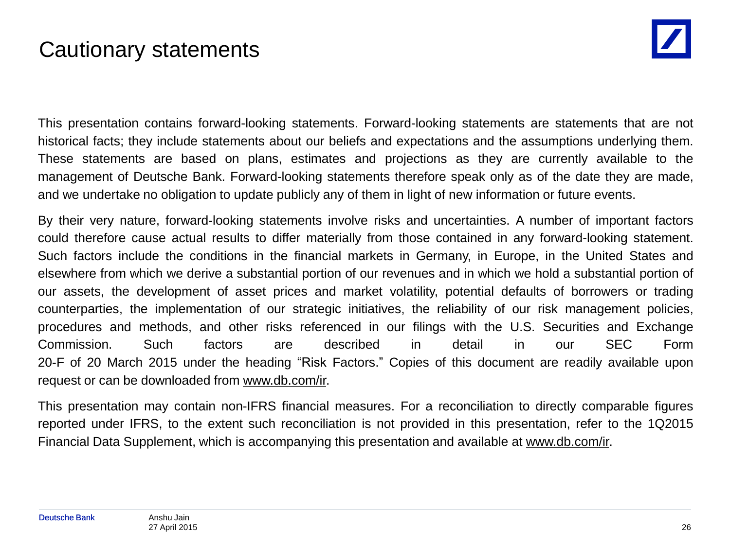# Cautionary statements

This presentation contains forward-looking statements. Forward-looking statements are statements that are not historical facts; they include statements about our beliefs and expectations and the assumptions underlying them. These statements are based on plans, estimates and projections as they are currently available to the management of Deutsche Bank. Forward-looking statements therefore speak only as of the date they are made, and we undertake no obligation to update publicly any of them in light of new information or future events.

By their very nature, forward-looking statements involve risks and uncertainties. A number of important factors could therefore cause actual results to differ materially from those contained in any forward-looking statement. Such factors include the conditions in the financial markets in Germany, in Europe, in the United States and elsewhere from which we derive a substantial portion of our revenues and in which we hold a substantial portion of our assets, the development of asset prices and market volatility, potential defaults of borrowers or trading counterparties, the implementation of our strategic initiatives, the reliability of our risk management policies, procedures and methods, and other risks referenced in our filings with the U.S. Securities and Exchange Commission. Such factors are described in detail in our SEC Form 20-F of 20 March 2015 under the heading "Risk Factors." Copies of this document are readily available upon request or can be downloaded from www.db.com/ir.

This presentation may contain non-IFRS financial measures. For a reconciliation to directly comparable figures reported under IFRS, to the extent such reconciliation is not provided in this presentation, refer to the 1Q2015 Financial Data Supplement, which is accompanying this presentation and available at www.db.com/ir.